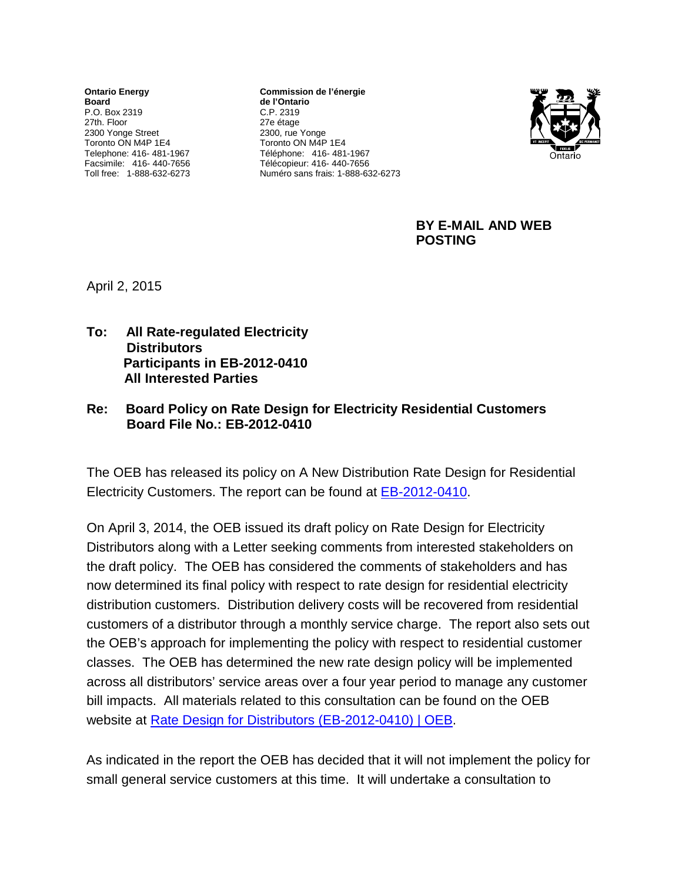**Ontario Energy Board**
P.O. Box 2319
27th. Floor
2300 Yonge Street
Toronto ON M4P 1E4
Telephone: 416- 481-1967
Facsimile: 416- 440-7656
Toll free: 1-888-632-6273

**Commission de l'énergie de l'Ontario**
C.P. 2319
27e étage
2300, rue Yonge
Toronto ON M4P 1E4
Téléphone: 416- 481-1967
Télécopieur: 416- 440-7656
Numéro sans frais: 1-888-632-6273

**BY E-MAIL AND WEB POSTING**

April 2, 2015

**To: All Rate-regulated Electricity Distributors**
**Participants in EB-2012-0410**
**All Interested Parties**

**Re: Board Policy on Rate Design for Electricity Residential Customers**
**Board File No.: EB-2012-0410**

The OEB has released its policy on A New Distribution Rate Design for Residential Electricity Customers. The report can be found at [EB-2012-0410](EB-2012-0410).

On April 3, 2014, the OEB issued its draft policy on Rate Design for Electricity Distributors along with a Letter seeking comments from interested stakeholders on the draft policy. The OEB has considered the comments of stakeholders and has now determined its final policy with respect to rate design for residential electricity distribution customers. Distribution delivery costs will be recovered from residential customers of a distributor through a monthly service charge. The report also sets out the OEB's approach for implementing the policy with respect to residential customer classes. The OEB has determined the new rate design policy will be implemented across all distributors' service areas over a four year period to manage any customer bill impacts. All materials related to this consultation can be found on the OEB website at [Rate Design for Distributors (EB-2012-0410) | OEB](Rate Design for Distributors (EB-2012-0410) | OEB).

As indicated in the report the OEB has decided that it will not implement the policy for small general service customers at this time. It will undertake a consultation to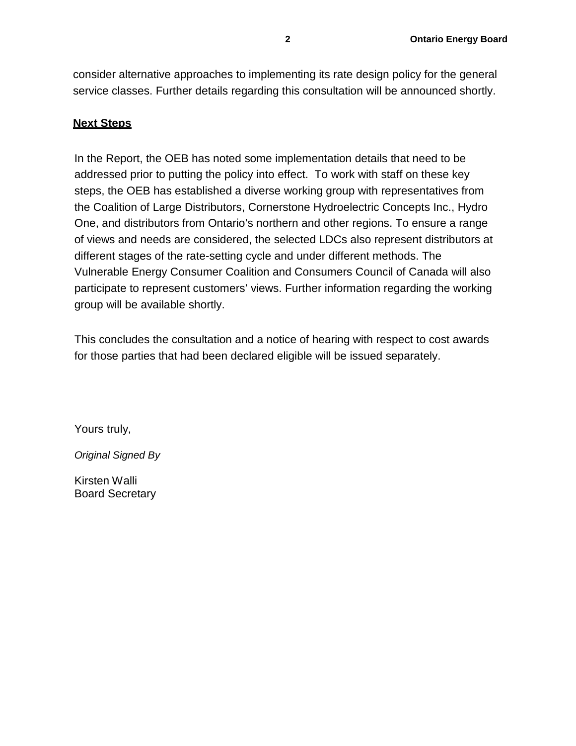consider alternative approaches to implementing its rate design policy for the general service classes. Further details regarding this consultation will be announced shortly.

## Next Steps

In the Report, the OEB has noted some implementation details that need to be addressed prior to putting the policy into effect. To work with staff on these key steps, the OEB has established a diverse working group with representatives from the Coalition of Large Distributors, Cornerstone Hydroelectric Concepts Inc., Hydro One, and distributors from Ontario's northern and other regions. To ensure a range of views and needs are considered, the selected LDCs also represent distributors at different stages of the rate-setting cycle and under different methods. The Vulnerable Energy Consumer Coalition and Consumers Council of Canada will also participate to represent customers' views. Further information regarding the working group will be available shortly.

This concludes the consultation and a notice of hearing with respect to cost awards for those parties that had been declared eligible will be issued separately.

Yours truly,

*Original Signed By*

Kirsten Walli
Board Secretary